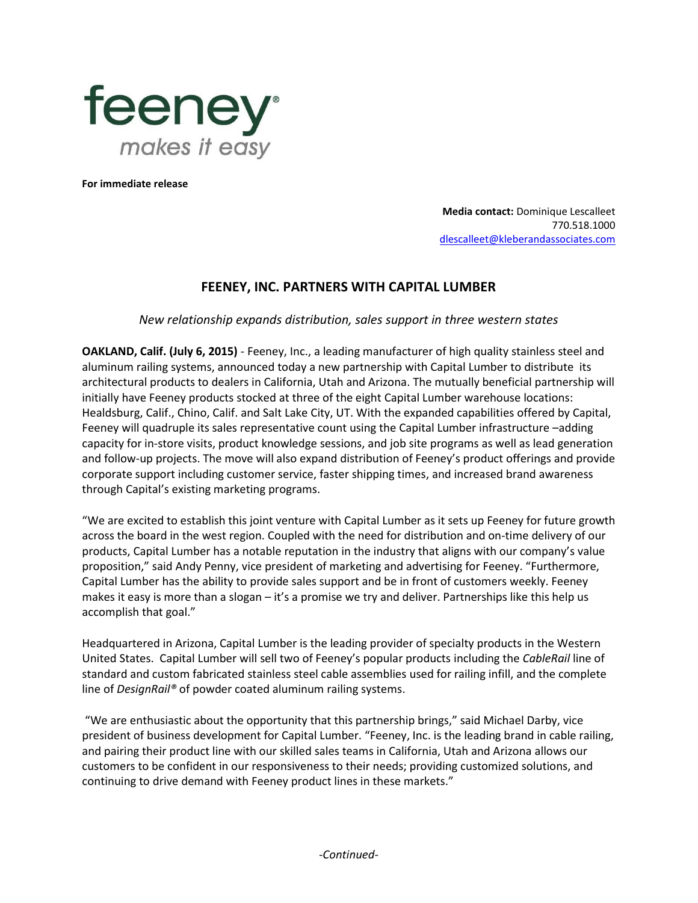feeney®
*makes it easy*

**For immediate release**

**Media contact:** Dominique Lescalleet
770.518.1000
dlescalleet@kleberandassociates.com

## FEENEY, INC. PARTNERS WITH CAPITAL LUMBER

*New relationship expands distribution, sales support in three western states*

**OAKLAND, Calif. (July 6, 2015)** - Feeney, Inc., a leading manufacturer of high quality stainless steel and aluminum railing systems, announced today a new partnership with Capital Lumber to distribute its architectural products to dealers in California, Utah and Arizona. The mutually beneficial partnership will initially have Feeney products stocked at three of the eight Capital Lumber warehouse locations: Healdsburg, Calif., Chino, Calif. and Salt Lake City, UT. With the expanded capabilities offered by Capital, Feeney will quadruple its sales representative count using the Capital Lumber infrastructure –adding capacity for in-store visits, product knowledge sessions, and job site programs as well as lead generation and follow-up projects. The move will also expand distribution of Feeney's product offerings and provide corporate support including customer service, faster shipping times, and increased brand awareness through Capital's existing marketing programs.

"We are excited to establish this joint venture with Capital Lumber as it sets up Feeney for future growth across the board in the west region. Coupled with the need for distribution and on-time delivery of our products, Capital Lumber has a notable reputation in the industry that aligns with our company's value proposition," said Andy Penny, vice president of marketing and advertising for Feeney. "Furthermore, Capital Lumber has the ability to provide sales support and be in front of customers weekly. Feeney makes it easy is more than a slogan – it's a promise we try and deliver. Partnerships like this help us accomplish that goal."

Headquartered in Arizona, Capital Lumber is the leading provider of specialty products in the Western United States. Capital Lumber will sell two of Feeney's popular products including the *CableRail* line of standard and custom fabricated stainless steel cable assemblies used for railing infill, and the complete line of *DesignRail®* of powder coated aluminum railing systems.

"We are enthusiastic about the opportunity that this partnership brings," said Michael Darby, vice president of business development for Capital Lumber. "Feeney, Inc. is the leading brand in cable railing, and pairing their product line with our skilled sales teams in California, Utah and Arizona allows our customers to be confident in our responsiveness to their needs; providing customized solutions, and continuing to drive demand with Feeney product lines in these markets."

*-Continued-*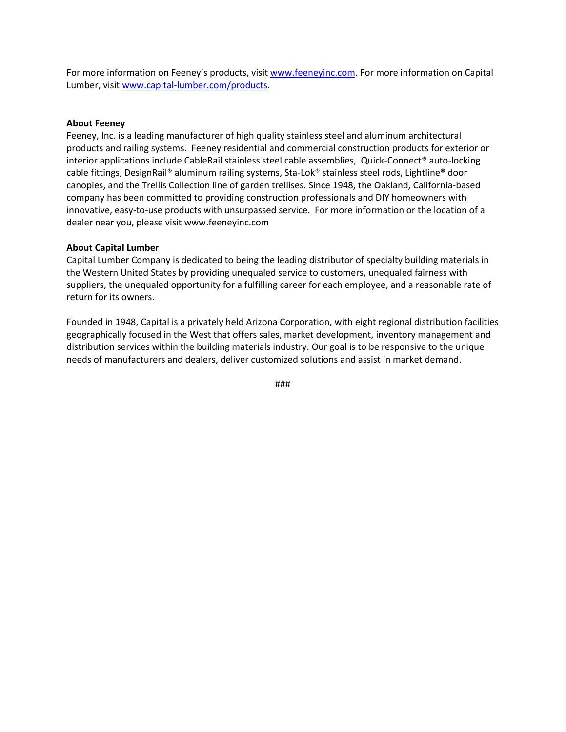For more information on Feeney's products, visit www.feeneyinc.com. For more information on Capital Lumber, visit www.capital-lumber.com/products.

**About Feeney**

Feeney, Inc. is a leading manufacturer of high quality stainless steel and aluminum architectural products and railing systems. Feeney residential and commercial construction products for exterior or interior applications include CableRail stainless steel cable assemblies, Quick-Connect® auto-locking cable fittings, DesignRail® aluminum railing systems, Sta-Lok® stainless steel rods, Lightline® door canopies, and the Trellis Collection line of garden trellises. Since 1948, the Oakland, California-based company has been committed to providing construction professionals and DIY homeowners with innovative, easy-to-use products with unsurpassed service. For more information or the location of a dealer near you, please visit www.feeneyinc.com

**About Capital Lumber**

Capital Lumber Company is dedicated to being the leading distributor of specialty building materials in the Western United States by providing unequaled service to customers, unequaled fairness with suppliers, the unequaled opportunity for a fulfilling career for each employee, and a reasonable rate of return for its owners.

Founded in 1948, Capital is a privately held Arizona Corporation, with eight regional distribution facilities geographically focused in the West that offers sales, market development, inventory management and distribution services within the building materials industry. Our goal is to be responsive to the unique needs of manufacturers and dealers, deliver customized solutions and assist in market demand.

###